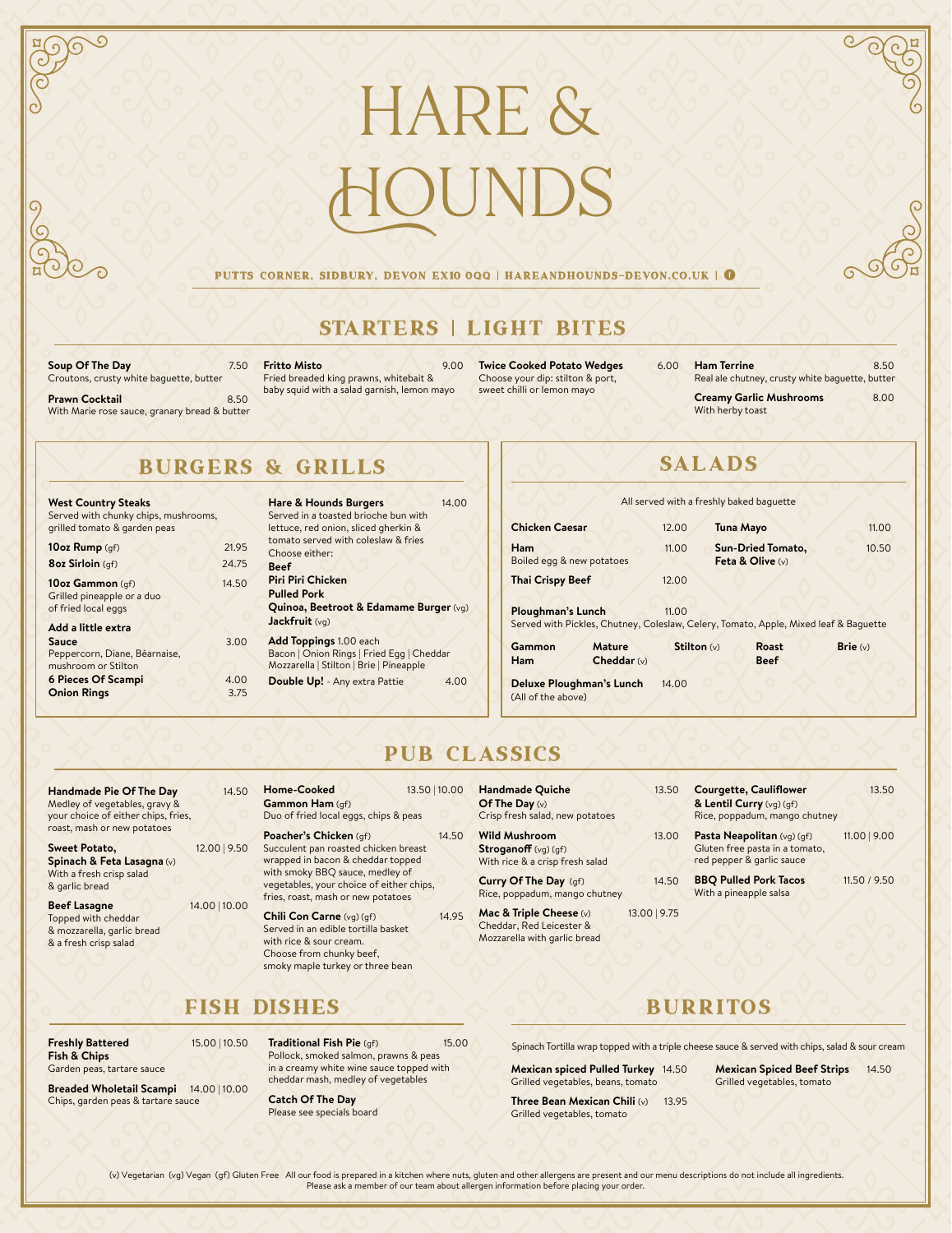# HARE & HOUNDS

PUTTS CORNER, SIDBURY, DEVON EX10 0QQ | HAREANDHOUNDS-DEVON.CO.UK

## STARTERS | LIGHT BITES

**Soup Of The Day** 7.50
Croutons, crusty white baguette, butter

**Prawn Cocktail** 8.50
With Marie rose sauce, granary bread & butter

**Fritto Misto** 9.00
Fried breaded king prawns, whitebait & baby squid with a salad garnish, lemon mayo

**Twice Cooked Potato Wedges** 6.00
Choose your dip: stilton & port, sweet chilli or lemon mayo

**Ham Terrine** 8.50
Real ale chutney, crusty white baguette, butter

**Creamy Garlic Mushrooms** 8.00
With herby toast

## BURGERS & GRILLS

**West Country Steaks**
Served with chunky chips, mushrooms, grilled tomato & garden peas

**10oz Rump** (gf) 21.95

**8oz Sirloin** (gf) 24.75

**10oz Gammon** (gf) 14.50
Grilled pineapple or a duo of fried local eggs

**Add a little extra**

**Sauce** 3.00
Peppercorn, Diane, Béarnaise, mushroom or Stilton

**6 Pieces Of Scampi** 4.00

**Onion Rings** 3.75

**Hare & Hounds Burgers** 14.00
Served in a toasted brioche bun with lettuce, red onion, sliced gherkin & tomato served with coleslaw & fries
Choose either:
**Beef**
**Piri Piri Chicken**
**Pulled Pork**
**Quinoa, Beetroot & Edamame Burger** (vg)
**Jackfruit** (vg)

**Add Toppings** 1.00 each
Bacon | Onion Rings | Fried Egg | Cheddar
Mozzarella | Stilton | Brie | Pineapple

**Double Up!** - Any extra Pattie 4.00

## SALADS

All served with a freshly baked baguette

**Chicken Caesar** 12.00

**Ham** 11.00
Boiled egg & new potatoes

**Thai Crispy Beef** 12.00

**Tuna Mayo** 11.00

**Sun-Dried Tomato, Feta & Olive** (v) 10.50

**Ploughman's Lunch** 11.00
Served with Pickles, Chutney, Coleslaw, Celery, Tomato, Apple, Mixed leaf & Baguette

**Gammon Ham** | **Mature Cheddar** (v) | **Stilton** (v) | **Roast Beef** | **Brie** (v)

**Deluxe Ploughman's Lunch** 14.00
(All of the above)

## PUB CLASSICS

**Handmade Pie Of The Day** 14.50
Medley of vegetables, gravy & your choice of either chips, fries, roast, mash or new potatoes

**Sweet Potato, Spinach & Feta Lasagna** (v) 12.00 | 9.50
With a fresh crisp salad & garlic bread

**Beef Lasagne** 14.00 | 10.00
Topped with cheddar & mozzarella, garlic bread & a fresh crisp salad

**Home-Cooked Gammon Ham** (gf) 13.50 | 10.00
Duo of fried local eggs, chips & peas

**Poacher's Chicken** (gf) 14.50
Succulent pan roasted chicken breast wrapped in bacon & cheddar topped with smoky BBQ sauce, medley of vegetables, your choice of either chips, fries, roast, mash or new potatoes

**Chili Con Carne** (vg) (gf) 14.95
Served in an edible tortilla basket with rice & sour cream.
Choose from chunky beef, smoky maple turkey or three bean

**Handmade Quiche Of The Day** (v) 13.50
Crisp fresh salad, new potatoes

**Wild Mushroom Stroganoff** (vg) (gf) 13.00
With rice & a crisp fresh salad

**Curry Of The Day** (gf) 14.50
Rice, poppadum, mango chutney

**Mac & Triple Cheese** (v) 13.00 | 9.75
Cheddar, Red Leicester & Mozzarella with garlic bread

**Courgette, Cauliflower & Lentil Curry** (vg) (gf) 13.50
Rice, poppadum, mango chutney

**Pasta Neapolitan** (vg) (gf) 11.00 | 9.00
Gluten free pasta in a tomato, red pepper & garlic sauce

**BBQ Pulled Pork Tacos** 11.50 / 9.50
With a pineapple salsa

## FISH DISHES

**Freshly Battered Fish & Chips** 15.00 | 10.50
Garden peas, tartare sauce

**Breaded Wholetail Scampi** 14.00 | 10.00
Chips, garden peas & tartare sauce

**Traditional Fish Pie** (gf) 15.00
Pollock, smoked salmon, prawns & peas in a creamy white wine sauce topped with cheddar mash, medley of vegetables

**Catch Of The Day**
Please see specials board

## BURRITOS

Spinach Tortilla wrap topped with a triple cheese sauce & served with chips, salad & sour cream

**Mexican spiced Pulled Turkey** 14.50
Grilled vegetables, beans, tomato

**Three Bean Mexican Chili** (v) 13.95
Grilled vegetables, tomato

**Mexican Spiced Beef Strips** 14.50
Grilled vegetables, tomato

(v) Vegetarian (vg) Vegan (gf) Gluten Free All our food is prepared in a kitchen where nuts, gluten and other allergens are present and our menu descriptions do not include all ingredients. Please ask a member of our team about allergen information before placing your order.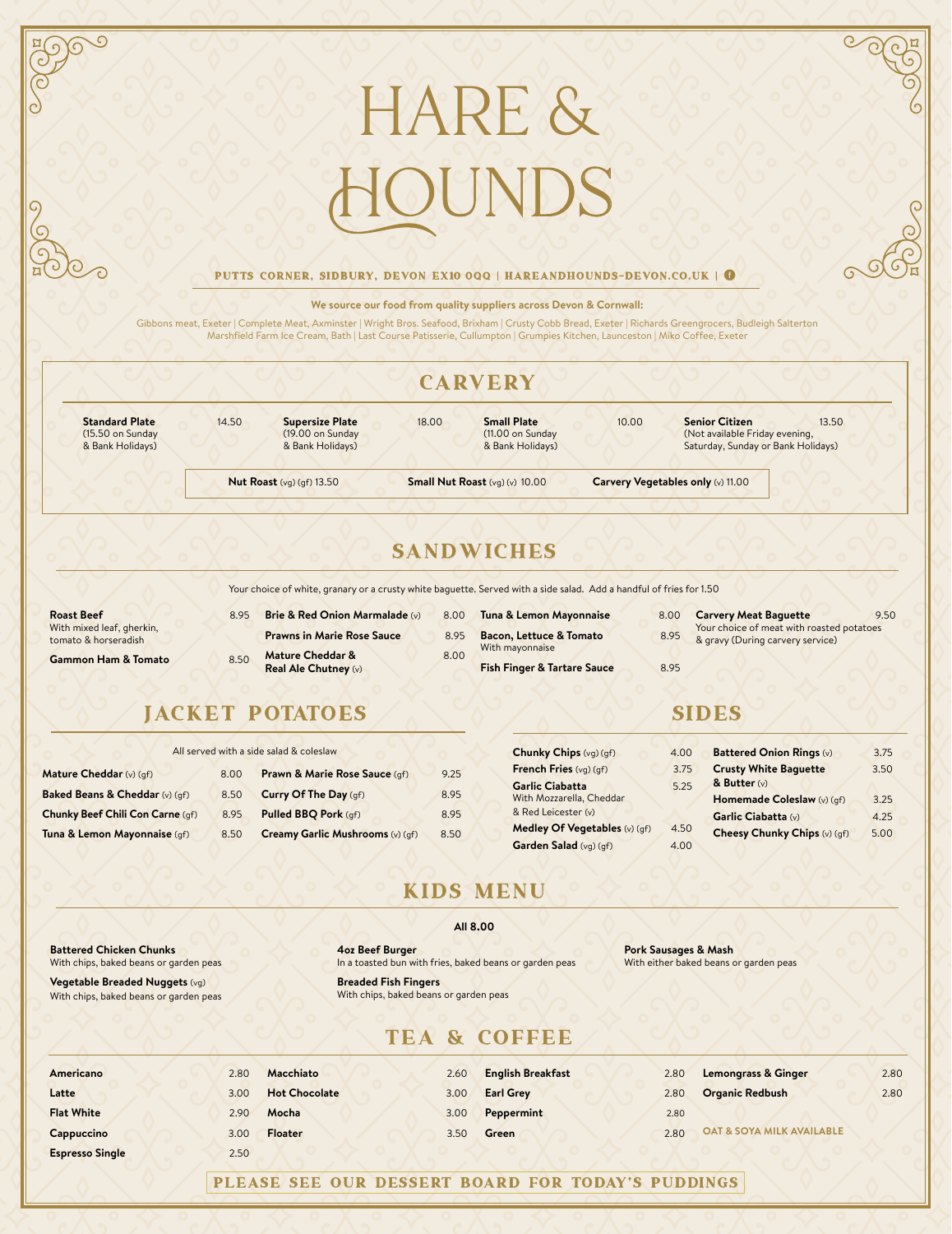# HARE & HOUNDS

PUTTS CORNER, SIDBURY, DEVON EX10 0QQ | HAREANDHOUNDS-DEVON.CO.UK |

**We source our food from quality suppliers across Devon & Cornwall:**

Gibbons meat, Exeter | Complete Meat, Axminster | Wright Bros. Seafood, Brixham | Crusty Cobb Bread, Exeter | Richards Greengrocers, Budleigh Salterton
Marshfield Farm Ice Cream, Bath | Last Course Patisserie, Cullumpton | Grumpies Kitchen, Launceston | Miko Coffee, Exeter

## CARVERY

**Standard Plate** 14.50
(15.50 on Sunday & Bank Holidays)

**Supersize Plate** 18.00
(19.00 on Sunday & Bank Holidays)

**Small Plate** 10.00
(11.00 on Sunday & Bank Holidays)

**Senior Citizen** 13.50
(Not available Friday evening, Saturday, Sunday or Bank Holidays)

**Nut Roast** (vg) (gf) 13.50

**Small Nut Roast** (vg) (v) 10.00

**Carvery Vegetables only** (v) 11.00

## SANDWICHES

Your choice of white, granary or a crusty white baguette. Served with a side salad. Add a handful of fries for 1.50

| | |
|---|---|
| **Roast Beef** With mixed leaf, gherkin, tomato & horseradish | 8.95 |
| **Gammon Ham & Tomato** | 8.50 |
| **Brie & Red Onion Marmalade** (v) | 8.00 |
| **Prawns in Marie Rose Sauce** | 8.95 |
| **Mature Cheddar & Real Ale Chutney** (v) | 8.00 |
| **Tuna & Lemon Mayonnaise** | 8.00 |
| **Bacon, Lettuce & Tomato** With mayonnaise | 8.95 |
| **Fish Finger & Tartare Sauce** | 8.95 |
| **Carvery Meat Baguette** Your choice of meat with roasted potatoes & gravy (During carvery service) | 9.50 |

## JACKET POTATOES

All served with a side salad & coleslaw

| | |
|---|---|
| **Mature Cheddar** (v) (gf) | 8.00 |
| **Baked Beans & Cheddar** (v) (gf) | 8.50 |
| **Chunky Beef Chili Con Carne** (gf) | 8.95 |
| **Tuna & Lemon Mayonnaise** (gf) | 8.50 |
| **Prawn & Marie Rose Sauce** (gf) | 9.25 |
| **Curry Of The Day** (gf) | 8.95 |
| **Pulled BBQ Pork** (gf) | 8.95 |
| **Creamy Garlic Mushrooms** (v) (gf) | 8.50 |

## SIDES

| | |
|---|---|
| **Chunky Chips** (vg) (gf) | 4.00 |
| **French Fries** (vg) (gf) | 3.75 |
| **Garlic Ciabatta** With Mozzarella, Cheddar & Red Leicester (v) | 5.25 |
| **Medley Of Vegetables** (v) (gf) | 4.50 |
| **Garden Salad** (vg) (gf) | 4.00 |
| **Battered Onion Rings** (v) | 3.75 |
| **Crusty White Baguette & Butter** (v) | 3.50 |
| **Homemade Coleslaw** (v) (gf) | 3.25 |
| **Garlic Ciabatta** (v) | 4.25 |
| **Cheesy Chunky Chips** (v) (gf) | 5.00 |

## KIDS MENU

**All 8.00**

**Battered Chicken Chunks**
With chips, baked beans or garden peas

**Vegetable Breaded Nuggets** (vg)
With chips, baked beans or garden peas

**4oz Beef Burger**
In a toasted bun with fries, baked beans or garden peas

**Breaded Fish Fingers**
With chips, baked beans or garden peas

**Pork Sausages & Mash**
With either baked beans or garden peas

## TEA & COFFEE

| | |
|---|---|
| **Americano** | 2.80 |
| **Latte** | 3.00 |
| **Flat White** | 2.90 |
| **Cappuccino** | 3.00 |
| **Espresso Single** | 2.50 |
| **Macchiato** | 2.60 |
| **Hot Chocolate** | 3.00 |
| **Mocha** | 3.00 |
| **Floater** | 3.50 |
| **English Breakfast** | 2.80 |
| **Earl Grey** | 2.80 |
| **Peppermint** | 2.80 |
| **Green** | 2.80 |
| **Lemongrass & Ginger** | 2.80 |
| **Organic Redbush** | 2.80 |

OAT & SOYA MILK AVAILABLE

PLEASE SEE OUR DESSERT BOARD FOR TODAY'S PUDDINGS